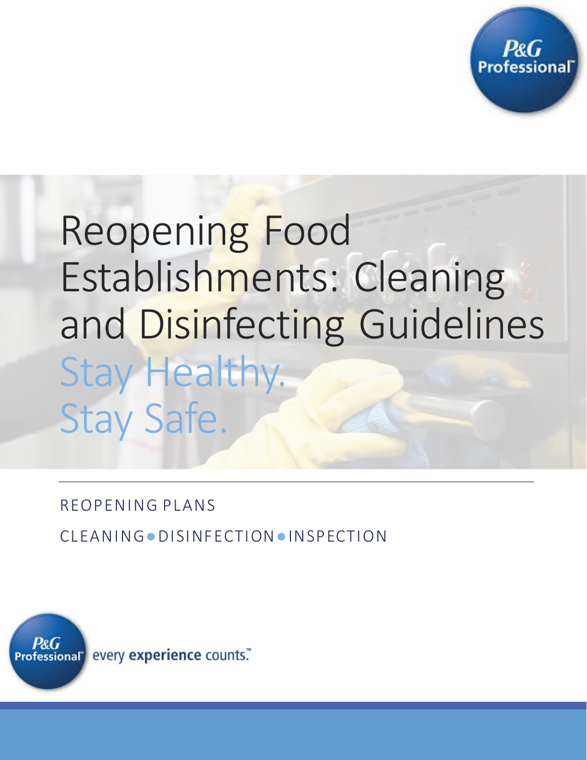P&G Professional™

# Reopening Food Establishments: Cleaning and Disinfecting Guidelines

## Stay Healthy. Stay Safe.

REOPENING PLANS

CLEANING ● DISINFECTION ● INSPECTION

P&G Professional™ every **experience** counts.™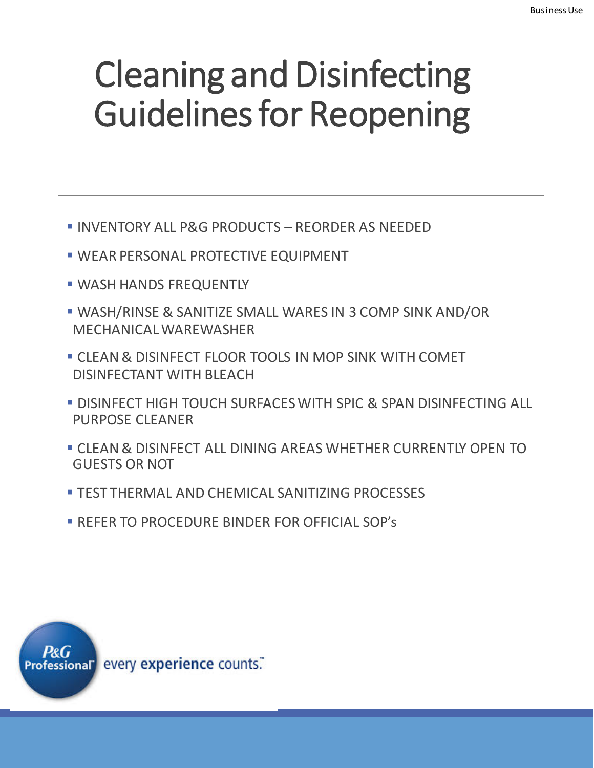# Cleaning and Disinfecting Guidelines for Reopening

---

- INVENTORY ALL P&G PRODUCTS – REORDER AS NEEDED
- WEAR PERSONAL PROTECTIVE EQUIPMENT
- WASH HANDS FREQUENTLY
- WASH/RINSE & SANITIZE SMALL WARES IN 3 COMP SINK AND/OR MECHANICAL WAREWASHER
- CLEAN & DISINFECT FLOOR TOOLS IN MOP SINK WITH COMET DISINFECTANT WITH BLEACH
- DISINFECT HIGH TOUCH SURFACES WITH SPIC & SPAN DISINFECTING ALL PURPOSE CLEANER
- CLEAN & DISINFECT ALL DINING AREAS WHETHER CURRENTLY OPEN TO GUESTS OR NOT
- TEST THERMAL AND CHEMICAL SANITIZING PROCESSES
- REFER TO PROCEDURE BINDER FOR OFFICIAL SOP's

P&G Professional™ every experience counts.™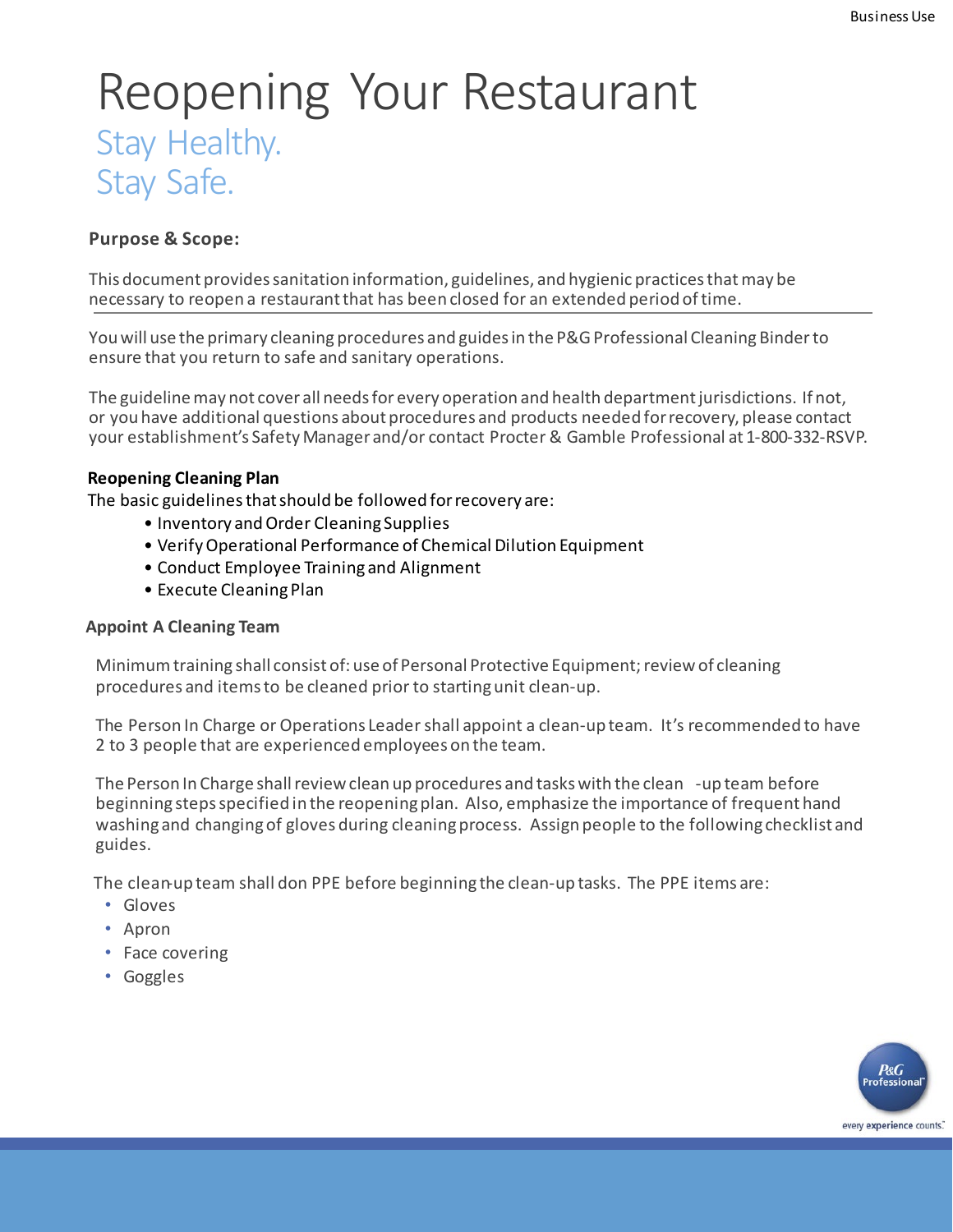# Reopening Your Restaurant

## Stay Healthy.
## Stay Safe.

### Purpose & Scope:

This document provides sanitation information, guidelines, and hygienic practices that may be necessary to reopen a restaurant that has been closed for an extended period of time.

You will use the primary cleaning procedures and guides in the P&G Professional Cleaning Binder to ensure that you return to safe and sanitary operations.

The guideline may not cover all needs for every operation and health department jurisdictions. If not, or you have additional questions about procedures and products needed for recovery, please contact your establishment's Safety Manager and/or contact Procter & Gamble Professional at 1-800-332-RSVP.

**Reopening Cleaning Plan**

The basic guidelines that should be followed for recovery are:

- Inventory and Order Cleaning Supplies
- Verify Operational Performance of Chemical Dilution Equipment
- Conduct Employee Training and Alignment
- Execute Cleaning Plan

### Appoint A Cleaning Team

Minimum training shall consist of: use of Personal Protective Equipment; review of cleaning procedures and items to be cleaned prior to starting unit clean-up.

The Person In Charge or Operations Leader shall appoint a clean-up team. It's recommended to have 2 to 3 people that are experienced employees on the team.

The Person In Charge shall review clean up procedures and tasks with the clean -up team before beginning steps specified in the reopening plan. Also, emphasize the importance of frequent hand washing and changing of gloves during cleaning process. Assign people to the following checklist and guides.

The clean-up team shall don PPE before beginning the clean-up tasks. The PPE items are:

- Gloves
- Apron
- Face covering
- Goggles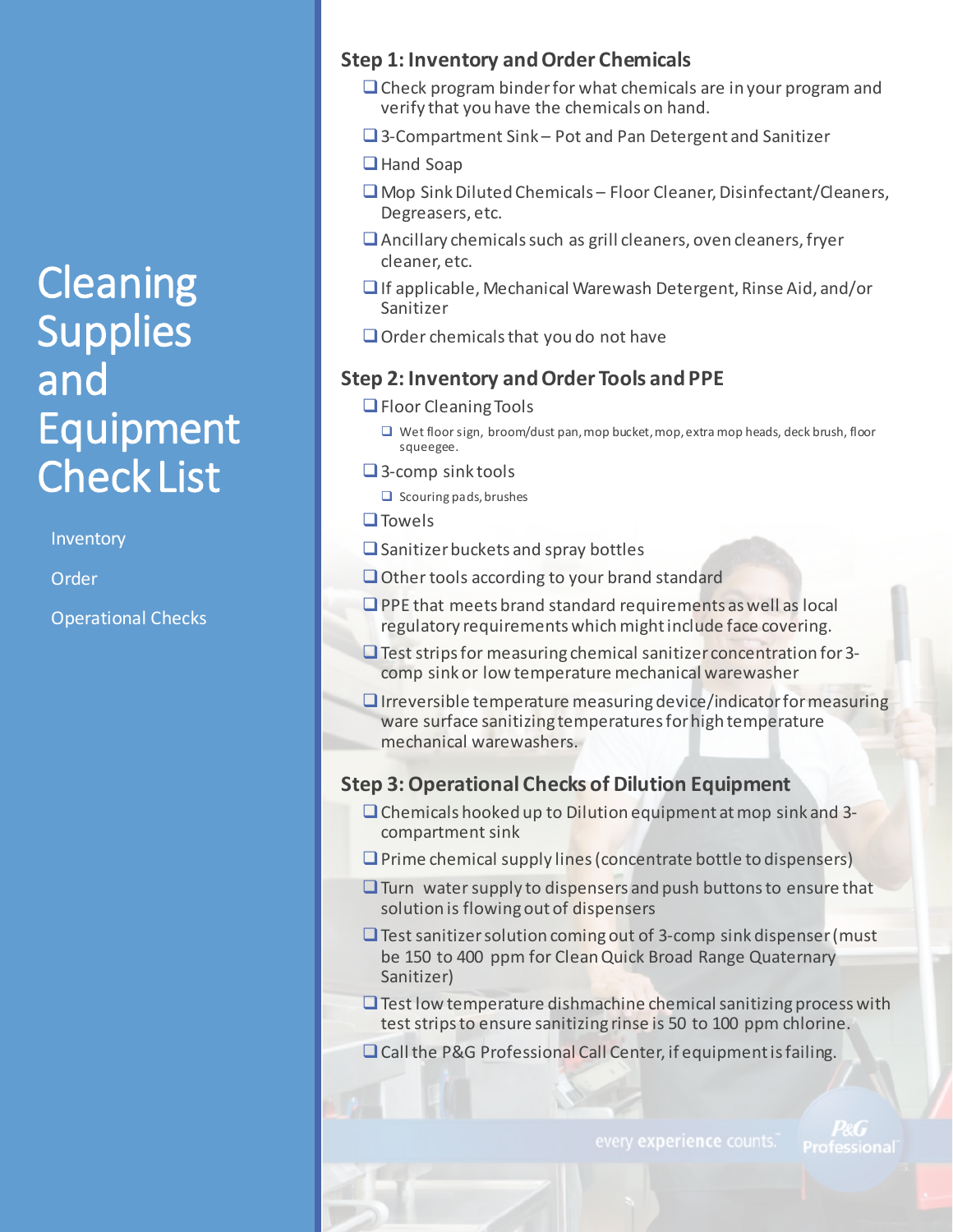# Cleaning Supplies and Equipment Check List

- Inventory
- Order
- Operational Checks

## Step 1: Inventory and Order Chemicals

- [ ] Check program binder for what chemicals are in your program and verify that you have the chemicals on hand.
- [ ] 3-Compartment Sink – Pot and Pan Detergent and Sanitizer
- [ ] Hand Soap
- [ ] Mop Sink Diluted Chemicals – Floor Cleaner, Disinfectant/Cleaners, Degreasers, etc.
- [ ] Ancillary chemicals such as grill cleaners, oven cleaners, fryer cleaner, etc.
- [ ] If applicable, Mechanical Warewash Detergent, Rinse Aid, and/or Sanitizer
- [ ] Order chemicals that you do not have

## Step 2: Inventory and Order Tools and PPE

- [ ] Floor Cleaning Tools
  - [ ] Wet floor sign, broom/dust pan, mop bucket, mop, extra mop heads, deck brush, floor squeegee.
- [ ] 3-comp sink tools
  - [ ] Scouring pads, brushes
- [ ] Towels
- [ ] Sanitizer buckets and spray bottles
- [ ] Other tools according to your brand standard
- [ ] PPE that meets brand standard requirements as well as local regulatory requirements which might include face covering.
- [ ] Test strips for measuring chemical sanitizer concentration for 3-comp sink or low temperature mechanical warewasher
- [ ] Irreversible temperature measuring device/indicator for measuring ware surface sanitizing temperatures for high temperature mechanical warewashers.

## Step 3: Operational Checks of Dilution Equipment

- [ ] Chemicals hooked up to Dilution equipment at mop sink and 3-compartment sink
- [ ] Prime chemical supply lines (concentrate bottle to dispensers)
- [ ] Turn water supply to dispensers and push buttons to ensure that solution is flowing out of dispensers
- [ ] Test sanitizer solution coming out of 3-comp sink dispenser (must be 150 to 400 ppm for Clean Quick Broad Range Quaternary Sanitizer)
- [ ] Test low temperature dishmachine chemical sanitizing process with test strips to ensure sanitizing rinse is 50 to 100 ppm chlorine.
- [ ] Call the P&G Professional Call Center, if equipment is failing.

every experience counts.™ P&G Professional™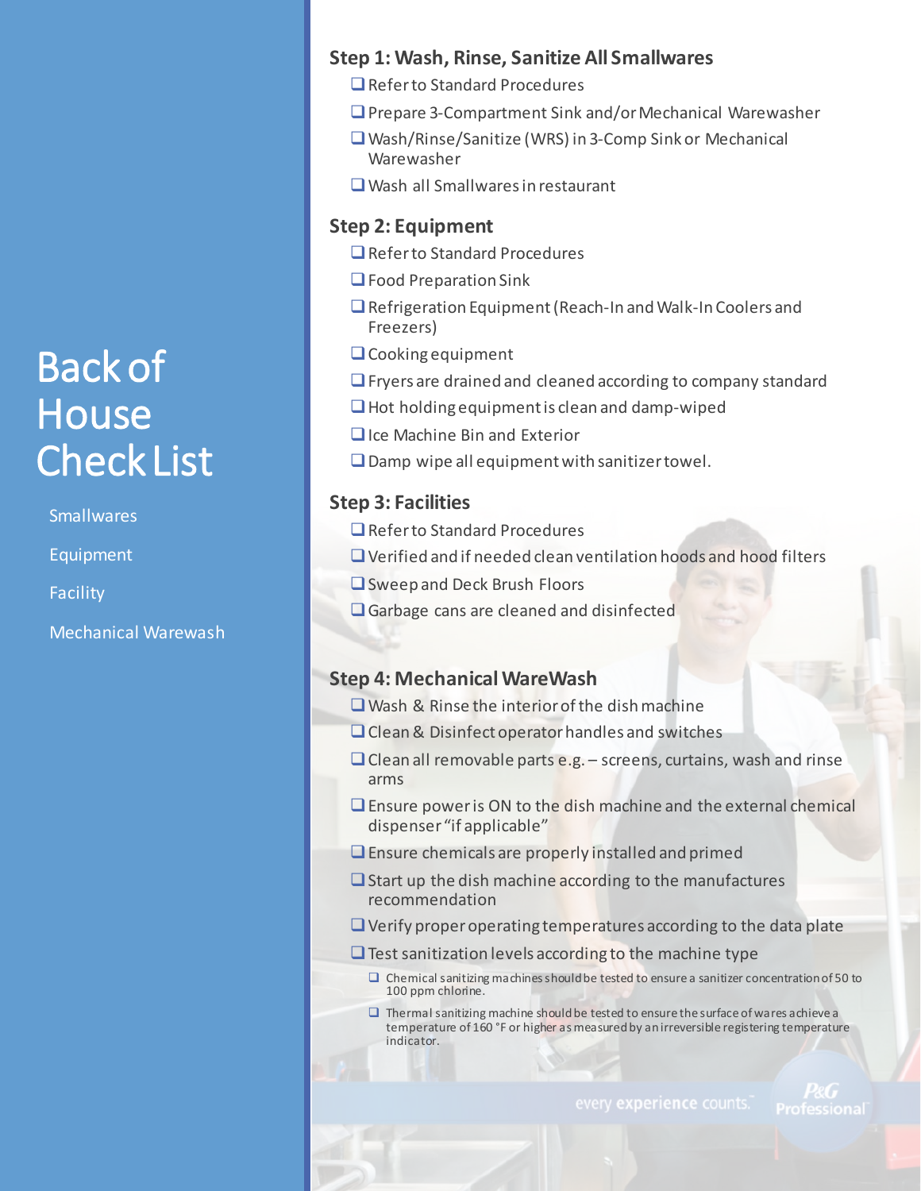# Back of House Check List

- Smallwares
- Equipment
- Facility
- Mechanical Warewash

## Step 1: Wash, Rinse, Sanitize All Smallwares

- ❑ Refer to Standard Procedures
- ❑ Prepare 3-Compartment Sink and/or Mechanical Warewasher
- ❑ Wash/Rinse/Sanitize (WRS) in 3-Comp Sink or Mechanical Warewasher
- ❑ Wash all Smallwares in restaurant

## Step 2: Equipment

- ❑ Refer to Standard Procedures
- ❑ Food Preparation Sink
- ❑ Refrigeration Equipment (Reach-In and Walk-In Coolers and Freezers)
- ❑ Cooking equipment
- ❑ Fryers are drained and cleaned according to company standard
- ❑ Hot holding equipment is clean and damp-wiped
- ❑ Ice Machine Bin and Exterior
- ❑ Damp wipe all equipment with sanitizer towel.

## Step 3: Facilities

- ❑ Refer to Standard Procedures
- ❑ Verified and if needed clean ventilation hoods and hood filters
- ❑ Sweep and Deck Brush Floors
- ❑ Garbage cans are cleaned and disinfected

## Step 4: Mechanical WareWash

- ❑ Wash & Rinse the interior of the dish machine
- ❑ Clean & Disinfect operator handles and switches
- ❑ Clean all removable parts e.g. – screens, curtains, wash and rinse arms
- ❑ Ensure power is ON to the dish machine and the external chemical dispenser "if applicable"
- ❑ Ensure chemicals are properly installed and primed
- ❑ Start up the dish machine according to the manufactures recommendation
- ❑ Verify proper operating temperatures according to the data plate
- ❑ Test sanitization levels according to the machine type
  - ❑ Chemical sanitizing machines should be tested to ensure a sanitizer concentration of 50 to 100 ppm chlorine.
  - ❑ Thermal sanitizing machine should be tested to ensure the surface of wares achieve a temperature of 160 °F or higher as measured by an irreversible registering temperature indicator.

every experience counts.™ P&G Professional™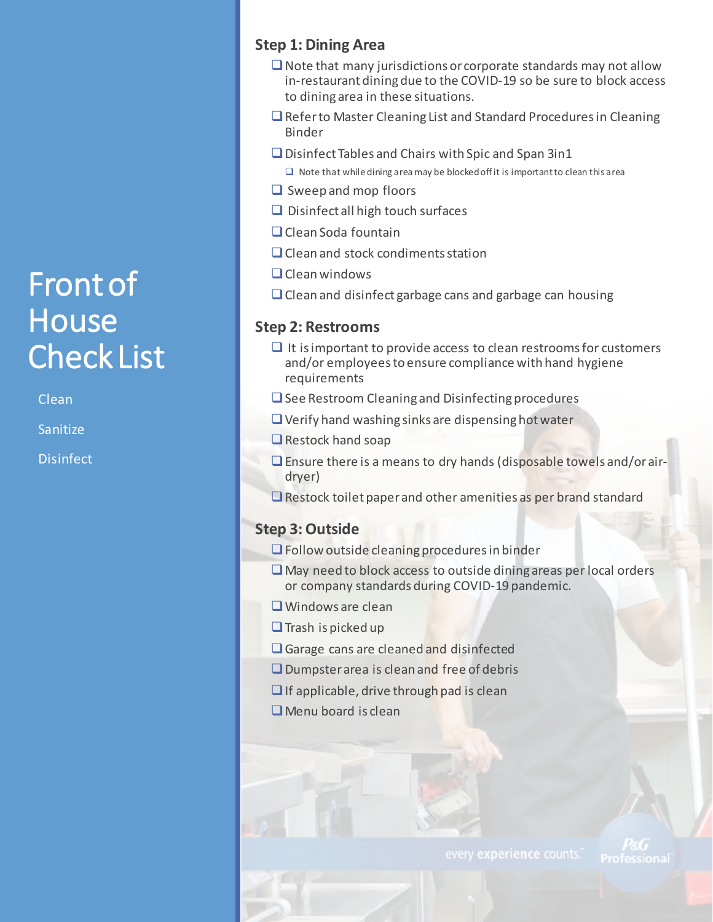# Front of House Check List

Clean

Sanitize

Disinfect

## Step 1: Dining Area

- ❑ Note that many jurisdictions or corporate standards may not allow in-restaurant dining due to the COVID-19 so be sure to block access to dining area in these situations.
- ❑ Refer to Master Cleaning List and Standard Procedures in Cleaning Binder
- ❑ Disinfect Tables and Chairs with Spic and Span 3in1
  - ❑ Note that while dining area may be blocked off it is important to clean this area
- ❑ Sweep and mop floors
- ❑ Disinfect all high touch surfaces
- ❑ Clean Soda fountain
- ❑ Clean and stock condiments station
- ❑ Clean windows
- ❑ Clean and disinfect garbage cans and garbage can housing

## Step 2: Restrooms

- ❑ It is important to provide access to clean restrooms for customers and/or employees to ensure compliance with hand hygiene requirements
- ❑ See Restroom Cleaning and Disinfecting procedures
- ❑ Verify hand washing sinks are dispensing hot water
- ❑ Restock hand soap
- ❑ Ensure there is a means to dry hands (disposable towels and/or air-dryer)
- ❑ Restock toilet paper and other amenities as per brand standard

## Step 3: Outside

- ❑ Follow outside cleaning procedures in binder
- ❑ May need to block access to outside dining areas per local orders or company standards during COVID-19 pandemic.
- ❑ Windows are clean
- ❑ Trash is picked up
- ❑ Garage cans are cleaned and disinfected
- ❑ Dumpster area is clean and free of debris
- ❑ If applicable, drive through pad is clean
- ❑ Menu board is clean

every experience counts.™ P&G Professional™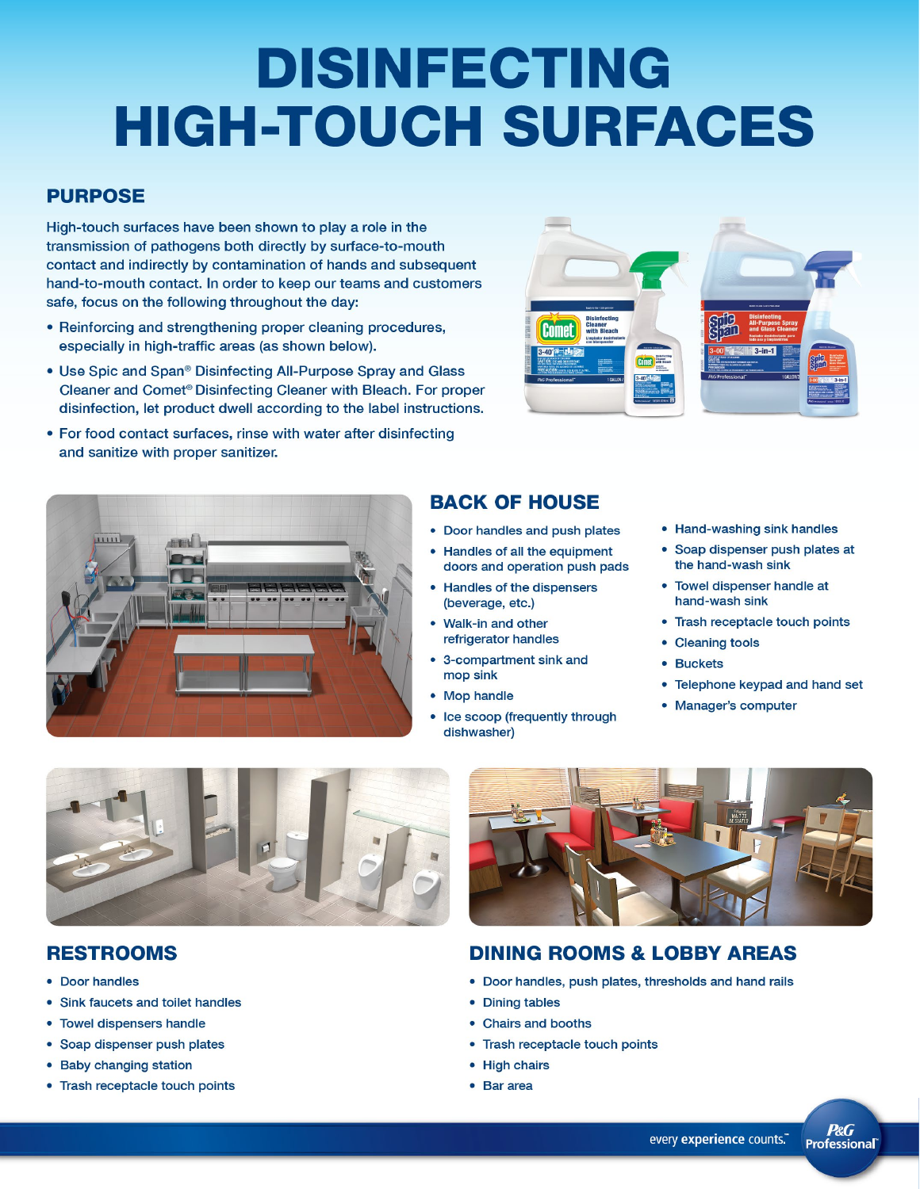# DISINFECTING HIGH-TOUCH SURFACES

## PURPOSE

High-touch surfaces have been shown to play a role in the transmission of pathogens both directly by surface-to-mouth contact and indirectly by contamination of hands and subsequent hand-to-mouth contact. In order to keep our teams and customers safe, focus on the following throughout the day:

- Reinforcing and strengthening proper cleaning procedures, especially in high-traffic areas (as shown below).
- Use Spic and Span® Disinfecting All-Purpose Spray and Glass Cleaner and Comet® Disinfecting Cleaner with Bleach. For proper disinfection, let product dwell according to the label instructions.
- For food contact surfaces, rinse with water after disinfecting and sanitize with proper sanitizer.

## BACK OF HOUSE

- Door handles and push plates
- Handles of all the equipment doors and operation push pads
- Handles of the dispensers (beverage, etc.)
- Walk-in and other refrigerator handles
- 3-compartment sink and mop sink
- Mop handle
- Ice scoop (frequently through dishwasher)
- Hand-washing sink handles
- Soap dispenser push plates at the hand-wash sink
- Towel dispenser handle at hand-wash sink
- Trash receptacle touch points
- Cleaning tools
- Buckets
- Telephone keypad and hand set
- Manager's computer

## RESTROOMS

- Door handles
- Sink faucets and toilet handles
- Towel dispensers handle
- Soap dispenser push plates
- Baby changing station
- Trash receptacle touch points

## DINING ROOMS & LOBBY AREAS

- Door handles, push plates, thresholds and hand rails
- Dining tables
- Chairs and booths
- Trash receptacle touch points
- High chairs
- Bar area

every experience counts.™

P&G Professional™